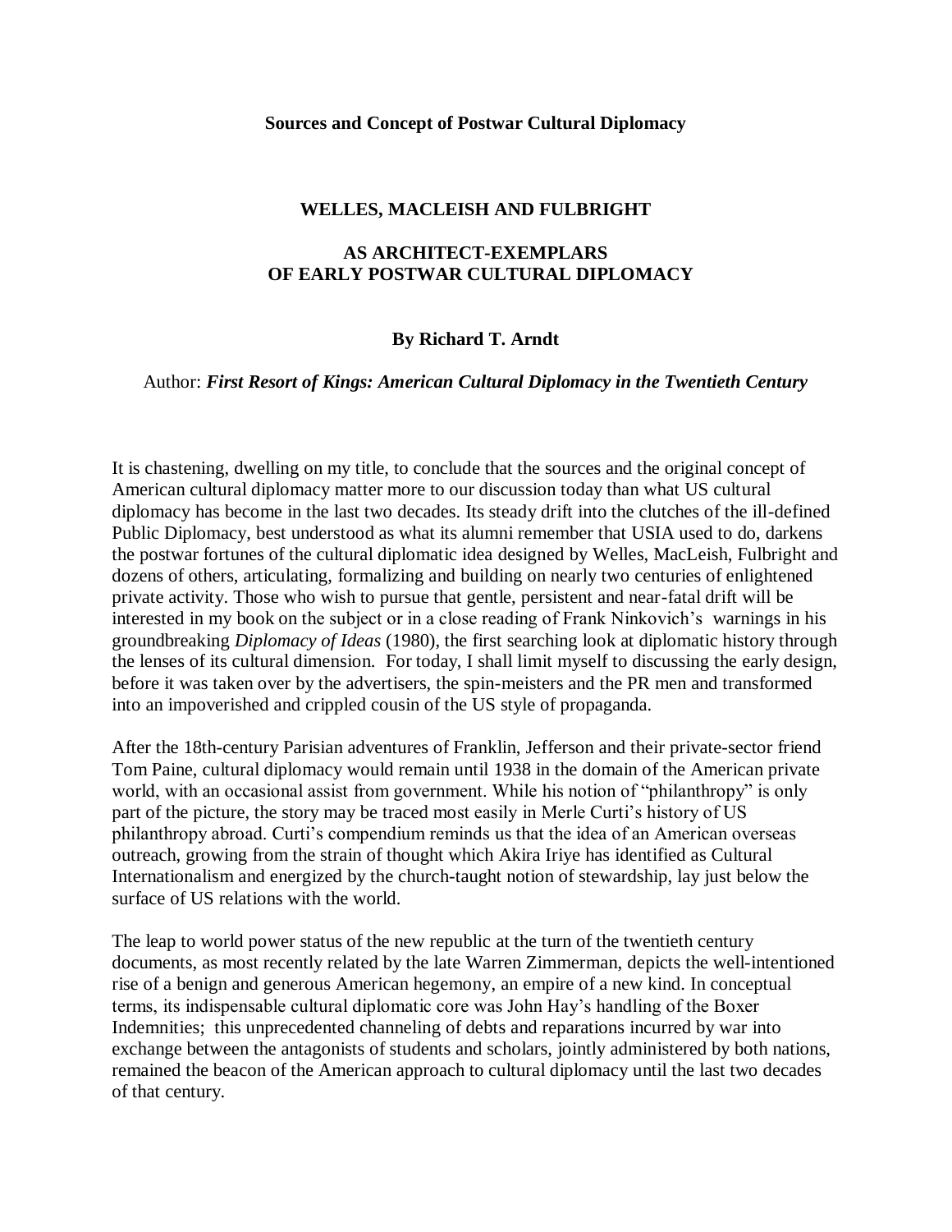**Sources and Concept of Postwar Cultural Diplomacy**

# WELLES, MACLEISH AND FULBRIGHT

## AS ARCHITECT-EXEMPLARS OF EARLY POSTWAR CULTURAL DIPLOMACY

**By Richard T. Arndt**

Author: ***First Resort of Kings: American Cultural Diplomacy in the Twentieth Century***

It is chastening, dwelling on my title, to conclude that the sources and the original concept of American cultural diplomacy matter more to our discussion today than what US cultural diplomacy has become in the last two decades. Its steady drift into the clutches of the ill-defined Public Diplomacy, best understood as what its alumni remember that USIA used to do, darkens the postwar fortunes of the cultural diplomatic idea designed by Welles, MacLeish, Fulbright and dozens of others, articulating, formalizing and building on nearly two centuries of enlightened private activity. Those who wish to pursue that gentle, persistent and near-fatal drift will be interested in my book on the subject or in a close reading of Frank Ninkovich's warnings in his groundbreaking *Diplomacy of Ideas* (1980), the first searching look at diplomatic history through the lenses of its cultural dimension. For today, I shall limit myself to discussing the early design, before it was taken over by the advertisers, the spin-meisters and the PR men and transformed into an impoverished and crippled cousin of the US style of propaganda.

After the 18th-century Parisian adventures of Franklin, Jefferson and their private-sector friend Tom Paine, cultural diplomacy would remain until 1938 in the domain of the American private world, with an occasional assist from government. While his notion of "philanthropy" is only part of the picture, the story may be traced most easily in Merle Curti's history of US philanthropy abroad. Curti's compendium reminds us that the idea of an American overseas outreach, growing from the strain of thought which Akira Iriye has identified as Cultural Internationalism and energized by the church-taught notion of stewardship, lay just below the surface of US relations with the world.

The leap to world power status of the new republic at the turn of the twentieth century documents, as most recently related by the late Warren Zimmerman, depicts the well-intentioned rise of a benign and generous American hegemony, an empire of a new kind. In conceptual terms, its indispensable cultural diplomatic core was John Hay's handling of the Boxer Indemnities; this unprecedented channeling of debts and reparations incurred by war into exchange between the antagonists of students and scholars, jointly administered by both nations, remained the beacon of the American approach to cultural diplomacy until the last two decades of that century.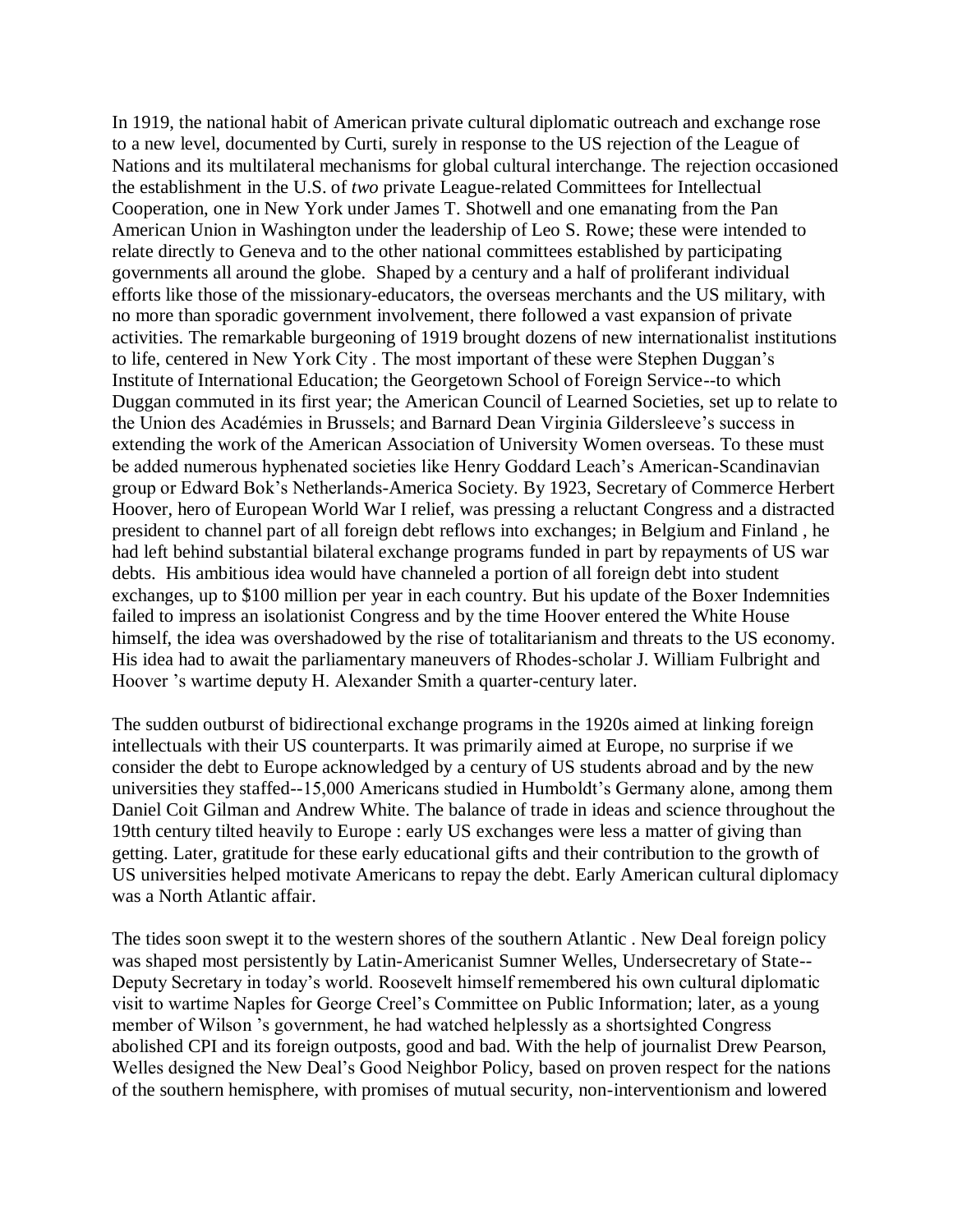In 1919, the national habit of American private cultural diplomatic outreach and exchange rose to a new level, documented by Curti, surely in response to the US rejection of the League of Nations and its multilateral mechanisms for global cultural interchange. The rejection occasioned the establishment in the U.S. of *two* private League-related Committees for Intellectual Cooperation, one in New York under James T. Shotwell and one emanating from the Pan American Union in Washington under the leadership of Leo S. Rowe; these were intended to relate directly to Geneva and to the other national committees established by participating governments all around the globe. Shaped by a century and a half of proliferant individual efforts like those of the missionary-educators, the overseas merchants and the US military, with no more than sporadic government involvement, there followed a vast expansion of private activities. The remarkable burgeoning of 1919 brought dozens of new internationalist institutions to life, centered in New York City . The most important of these were Stephen Duggan's Institute of International Education; the Georgetown School of Foreign Service--to which Duggan commuted in its first year; the American Council of Learned Societies, set up to relate to the Union des Académies in Brussels; and Barnard Dean Virginia Gildersleeve's success in extending the work of the American Association of University Women overseas. To these must be added numerous hyphenated societies like Henry Goddard Leach's American-Scandinavian group or Edward Bok's Netherlands-America Society. By 1923, Secretary of Commerce Herbert Hoover, hero of European World War I relief, was pressing a reluctant Congress and a distracted president to channel part of all foreign debt reflows into exchanges; in Belgium and Finland , he had left behind substantial bilateral exchange programs funded in part by repayments of US war debts. His ambitious idea would have channeled a portion of all foreign debt into student exchanges, up to $100 million per year in each country. But his update of the Boxer Indemnities failed to impress an isolationist Congress and by the time Hoover entered the White House himself, the idea was overshadowed by the rise of totalitarianism and threats to the US economy. His idea had to await the parliamentary maneuvers of Rhodes-scholar J. William Fulbright and Hoover 's wartime deputy H. Alexander Smith a quarter-century later.

The sudden outburst of bidirectional exchange programs in the 1920s aimed at linking foreign intellectuals with their US counterparts. It was primarily aimed at Europe, no surprise if we consider the debt to Europe acknowledged by a century of US students abroad and by the new universities they staffed--15,000 Americans studied in Humboldt's Germany alone, among them Daniel Coit Gilman and Andrew White. The balance of trade in ideas and science throughout the 19tth century tilted heavily to Europe : early US exchanges were less a matter of giving than getting. Later, gratitude for these early educational gifts and their contribution to the growth of US universities helped motivate Americans to repay the debt. Early American cultural diplomacy was a North Atlantic affair.

The tides soon swept it to the western shores of the southern Atlantic . New Deal foreign policy was shaped most persistently by Latin-Americanist Sumner Welles, Undersecretary of State--Deputy Secretary in today's world. Roosevelt himself remembered his own cultural diplomatic visit to wartime Naples for George Creel's Committee on Public Information; later, as a young member of Wilson 's government, he had watched helplessly as a shortsighted Congress abolished CPI and its foreign outposts, good and bad. With the help of journalist Drew Pearson, Welles designed the New Deal's Good Neighbor Policy, based on proven respect for the nations of the southern hemisphere, with promises of mutual security, non-interventionism and lowered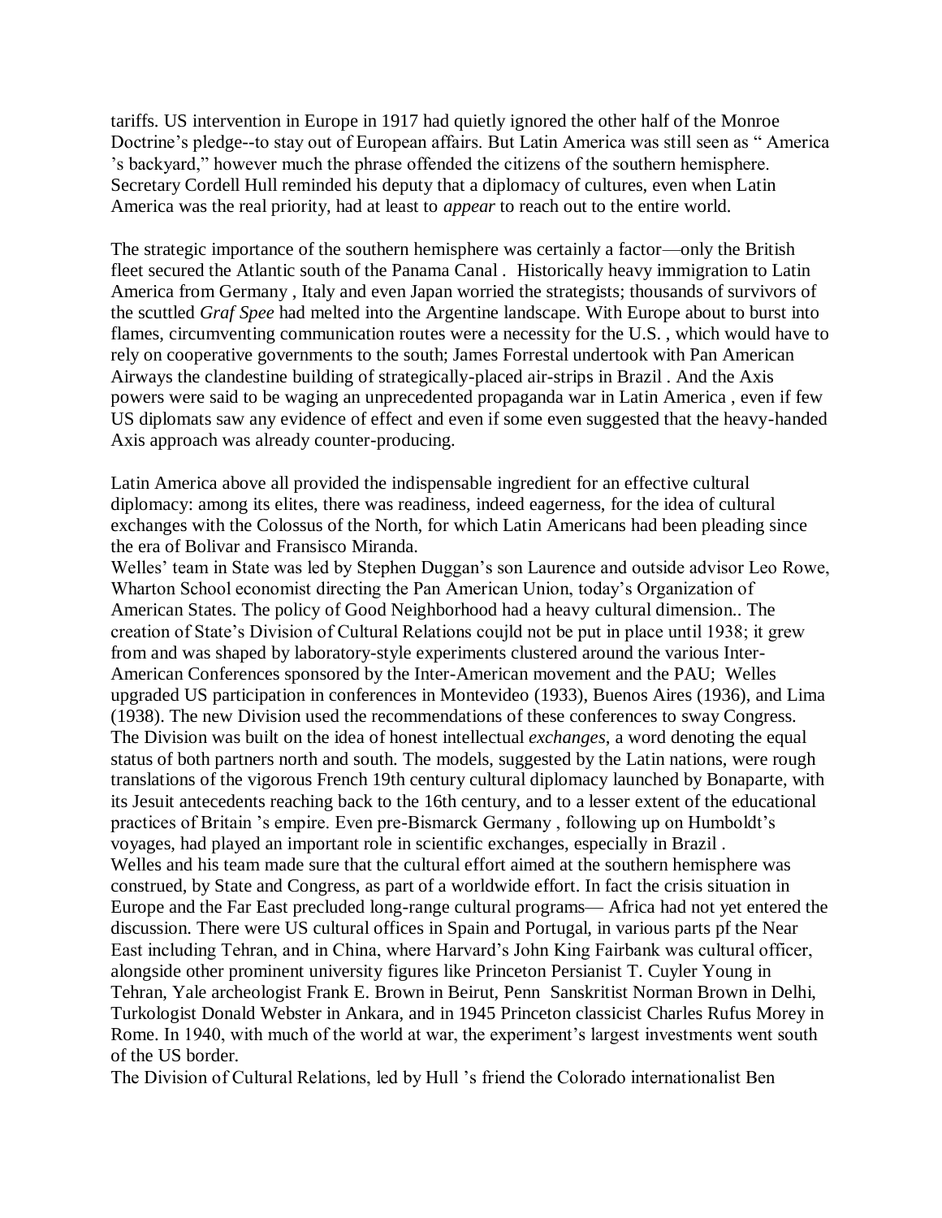tariffs. US intervention in Europe in 1917 had quietly ignored the other half of the Monroe Doctrine's pledge--to stay out of European affairs. But Latin America was still seen as " America 's backyard," however much the phrase offended the citizens of the southern hemisphere. Secretary Cordell Hull reminded his deputy that a diplomacy of cultures, even when Latin America was the real priority, had at least to *appear* to reach out to the entire world.

The strategic importance of the southern hemisphere was certainly a factor—only the British fleet secured the Atlantic south of the Panama Canal . Historically heavy immigration to Latin America from Germany , Italy and even Japan worried the strategists; thousands of survivors of the scuttled *Graf Spee* had melted into the Argentine landscape. With Europe about to burst into flames, circumventing communication routes were a necessity for the U.S. , which would have to rely on cooperative governments to the south; James Forrestal undertook with Pan American Airways the clandestine building of strategically-placed air-strips in Brazil . And the Axis powers were said to be waging an unprecedented propaganda war in Latin America , even if few US diplomats saw any evidence of effect and even if some even suggested that the heavy-handed Axis approach was already counter-producing.

Latin America above all provided the indispensable ingredient for an effective cultural diplomacy: among its elites, there was readiness, indeed eagerness, for the idea of cultural exchanges with the Colossus of the North, for which Latin Americans had been pleading since the era of Bolivar and Fransisco Miranda.

Welles' team in State was led by Stephen Duggan's son Laurence and outside advisor Leo Rowe, Wharton School economist directing the Pan American Union, today's Organization of American States. The policy of Good Neighborhood had a heavy cultural dimension.. The creation of State's Division of Cultural Relations coujld not be put in place until 1938; it grew from and was shaped by laboratory-style experiments clustered around the various Inter-American Conferences sponsored by the Inter-American movement and the PAU; Welles upgraded US participation in conferences in Montevideo (1933), Buenos Aires (1936), and Lima (1938). The new Division used the recommendations of these conferences to sway Congress. The Division was built on the idea of honest intellectual *exchanges*, a word denoting the equal status of both partners north and south. The models, suggested by the Latin nations, were rough translations of the vigorous French 19th century cultural diplomacy launched by Bonaparte, with its Jesuit antecedents reaching back to the 16th century, and to a lesser extent of the educational practices of Britain 's empire. Even pre-Bismarck Germany , following up on Humboldt's voyages, had played an important role in scientific exchanges, especially in Brazil .

Welles and his team made sure that the cultural effort aimed at the southern hemisphere was construed, by State and Congress, as part of a worldwide effort. In fact the crisis situation in Europe and the Far East precluded long-range cultural programs— Africa had not yet entered the discussion. There were US cultural offices in Spain and Portugal, in various parts pf the Near East including Tehran, and in China, where Harvard's John King Fairbank was cultural officer, alongside other prominent university figures like Princeton Persianist T. Cuyler Young in Tehran, Yale archeologist Frank E. Brown in Beirut, Penn Sanskritist Norman Brown in Delhi, Turkologist Donald Webster in Ankara, and in 1945 Princeton classicist Charles Rufus Morey in Rome. In 1940, with much of the world at war, the experiment's largest investments went south of the US border.

The Division of Cultural Relations, led by Hull 's friend the Colorado internationalist Ben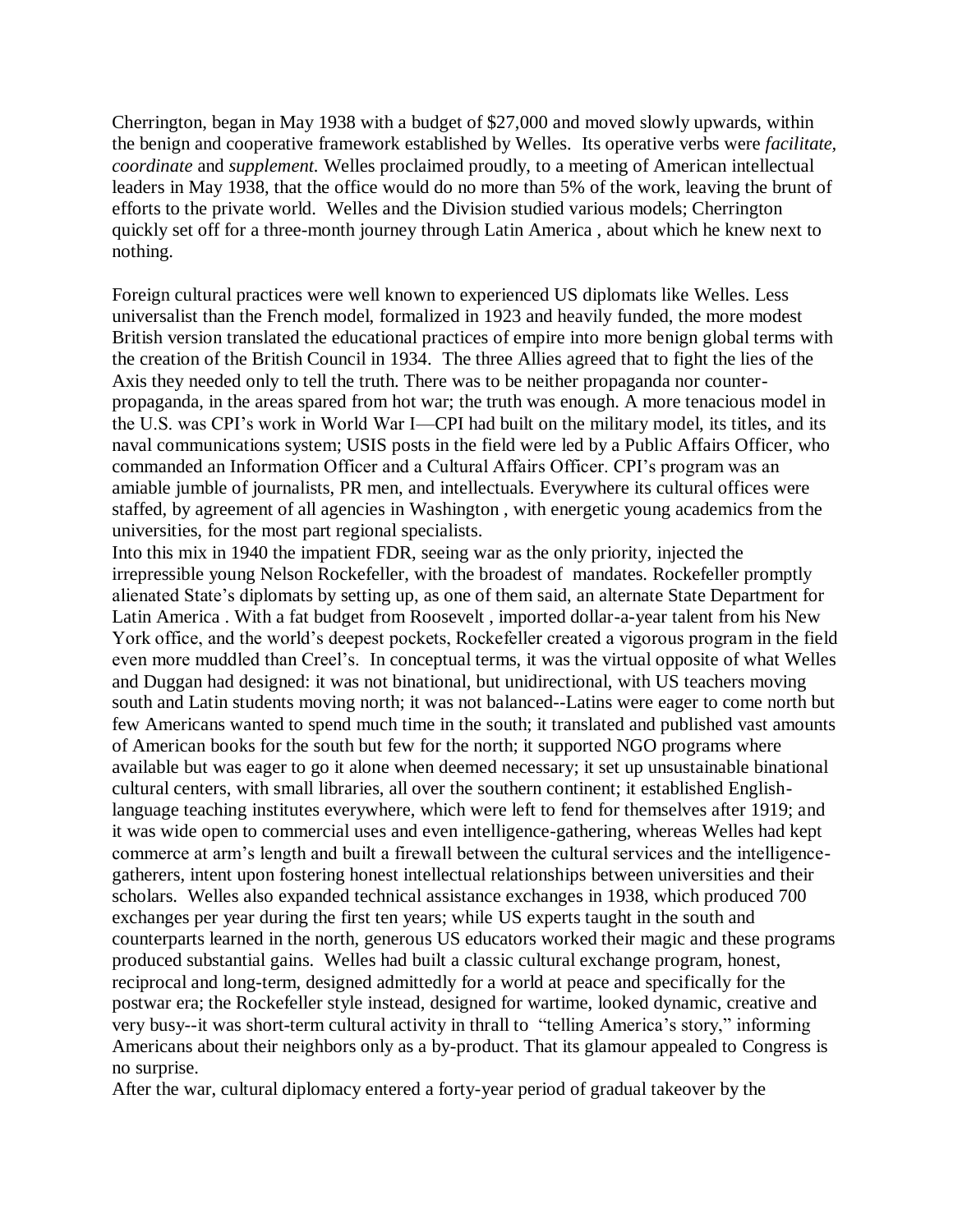Cherrington, began in May 1938 with a budget of $27,000 and moved slowly upwards, within the benign and cooperative framework established by Welles. Its operative verbs were *facilitate, coordinate* and *supplement.* Welles proclaimed proudly, to a meeting of American intellectual leaders in May 1938, that the office would do no more than 5% of the work, leaving the brunt of efforts to the private world. Welles and the Division studied various models; Cherrington quickly set off for a three-month journey through Latin America , about which he knew next to nothing.

Foreign cultural practices were well known to experienced US diplomats like Welles. Less universalist than the French model, formalized in 1923 and heavily funded, the more modest British version translated the educational practices of empire into more benign global terms with the creation of the British Council in 1934. The three Allies agreed that to fight the lies of the Axis they needed only to tell the truth. There was to be neither propaganda nor counter-propaganda, in the areas spared from hot war; the truth was enough. A more tenacious model in the U.S. was CPI's work in World War I—CPI had built on the military model, its titles, and its naval communications system; USIS posts in the field were led by a Public Affairs Officer, who commanded an Information Officer and a Cultural Affairs Officer. CPI's program was an amiable jumble of journalists, PR men, and intellectuals. Everywhere its cultural offices were staffed, by agreement of all agencies in Washington , with energetic young academics from the universities, for the most part regional specialists.

Into this mix in 1940 the impatient FDR, seeing war as the only priority, injected the irrepressible young Nelson Rockefeller, with the broadest of mandates. Rockefeller promptly alienated State's diplomats by setting up, as one of them said, an alternate State Department for Latin America . With a fat budget from Roosevelt , imported dollar-a-year talent from his New York office, and the world's deepest pockets, Rockefeller created a vigorous program in the field even more muddled than Creel's. In conceptual terms, it was the virtual opposite of what Welles and Duggan had designed: it was not binational, but unidirectional, with US teachers moving south and Latin students moving north; it was not balanced--Latins were eager to come north but few Americans wanted to spend much time in the south; it translated and published vast amounts of American books for the south but few for the north; it supported NGO programs where available but was eager to go it alone when deemed necessary; it set up unsustainable binational cultural centers, with small libraries, all over the southern continent; it established English-language teaching institutes everywhere, which were left to fend for themselves after 1919; and it was wide open to commercial uses and even intelligence-gathering, whereas Welles had kept commerce at arm's length and built a firewall between the cultural services and the intelligence-gatherers, intent upon fostering honest intellectual relationships between universities and their scholars. Welles also expanded technical assistance exchanges in 1938, which produced 700 exchanges per year during the first ten years; while US experts taught in the south and counterparts learned in the north, generous US educators worked their magic and these programs produced substantial gains. Welles had built a classic cultural exchange program, honest, reciprocal and long-term, designed admittedly for a world at peace and specifically for the postwar era; the Rockefeller style instead, designed for wartime, looked dynamic, creative and very busy--it was short-term cultural activity in thrall to "telling America's story," informing Americans about their neighbors only as a by-product. That its glamour appealed to Congress is no surprise.

After the war, cultural diplomacy entered a forty-year period of gradual takeover by the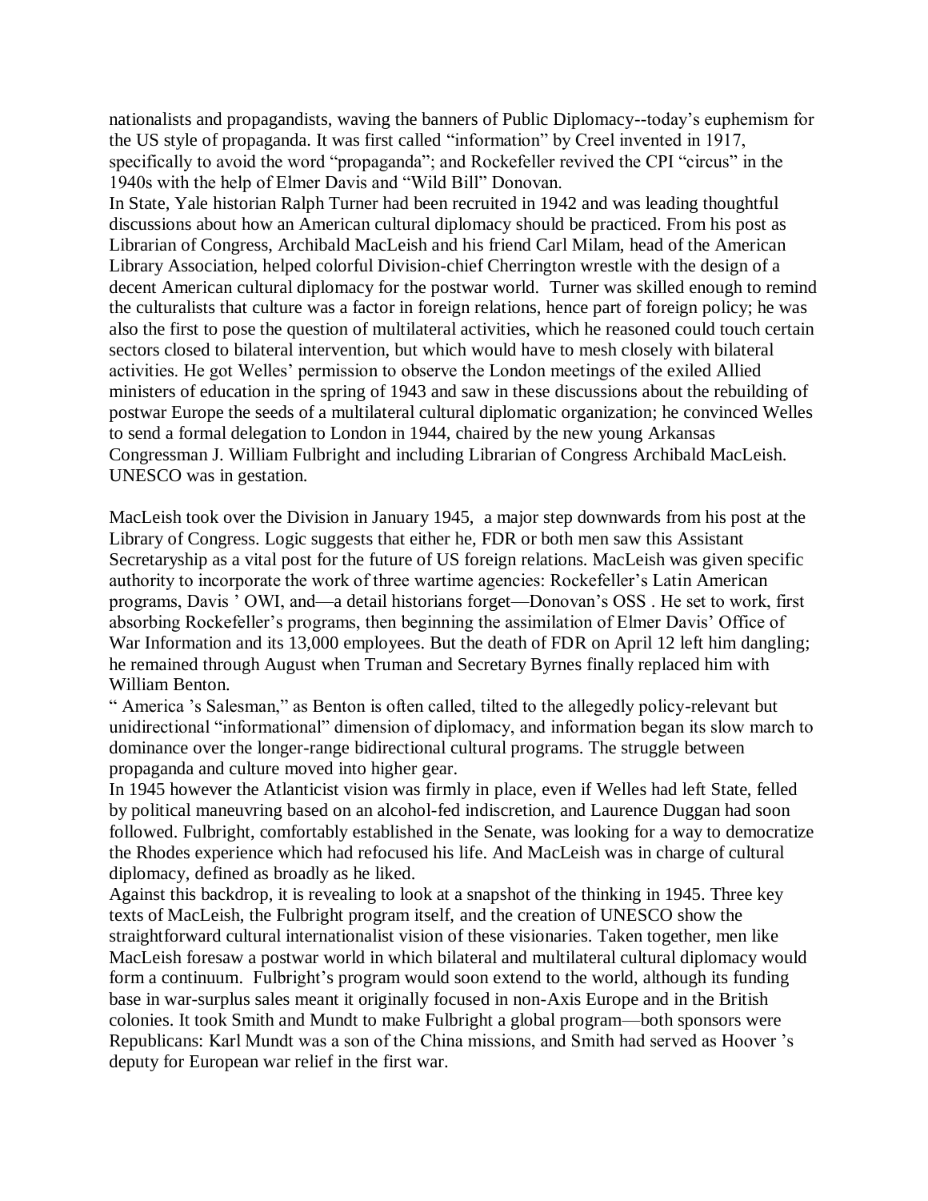nationalists and propagandists, waving the banners of Public Diplomacy--today's euphemism for the US style of propaganda. It was first called "information" by Creel invented in 1917, specifically to avoid the word "propaganda"; and Rockefeller revived the CPI "circus" in the 1940s with the help of Elmer Davis and "Wild Bill" Donovan.

In State, Yale historian Ralph Turner had been recruited in 1942 and was leading thoughtful discussions about how an American cultural diplomacy should be practiced. From his post as Librarian of Congress, Archibald MacLeish and his friend Carl Milam, head of the American Library Association, helped colorful Division-chief Cherrington wrestle with the design of a decent American cultural diplomacy for the postwar world. Turner was skilled enough to remind the culturalists that culture was a factor in foreign relations, hence part of foreign policy; he was also the first to pose the question of multilateral activities, which he reasoned could touch certain sectors closed to bilateral intervention, but which would have to mesh closely with bilateral activities. He got Welles' permission to observe the London meetings of the exiled Allied ministers of education in the spring of 1943 and saw in these discussions about the rebuilding of postwar Europe the seeds of a multilateral cultural diplomatic organization; he convinced Welles to send a formal delegation to London in 1944, chaired by the new young Arkansas Congressman J. William Fulbright and including Librarian of Congress Archibald MacLeish. UNESCO was in gestation.

MacLeish took over the Division in January 1945, a major step downwards from his post at the Library of Congress. Logic suggests that either he, FDR or both men saw this Assistant Secretaryship as a vital post for the future of US foreign relations. MacLeish was given specific authority to incorporate the work of three wartime agencies: Rockefeller's Latin American programs, Davis ' OWI, and—a detail historians forget—Donovan's OSS . He set to work, first absorbing Rockefeller's programs, then beginning the assimilation of Elmer Davis' Office of War Information and its 13,000 employees. But the death of FDR on April 12 left him dangling; he remained through August when Truman and Secretary Byrnes finally replaced him with William Benton.

" America 's Salesman," as Benton is often called, tilted to the allegedly policy-relevant but unidirectional "informational" dimension of diplomacy, and information began its slow march to dominance over the longer-range bidirectional cultural programs. The struggle between propaganda and culture moved into higher gear.

In 1945 however the Atlanticist vision was firmly in place, even if Welles had left State, felled by political maneuvring based on an alcohol-fed indiscretion, and Laurence Duggan had soon followed. Fulbright, comfortably established in the Senate, was looking for a way to democratize the Rhodes experience which had refocused his life. And MacLeish was in charge of cultural diplomacy, defined as broadly as he liked.

Against this backdrop, it is revealing to look at a snapshot of the thinking in 1945. Three key texts of MacLeish, the Fulbright program itself, and the creation of UNESCO show the straightforward cultural internationalist vision of these visionaries. Taken together, men like MacLeish foresaw a postwar world in which bilateral and multilateral cultural diplomacy would form a continuum. Fulbright's program would soon extend to the world, although its funding base in war-surplus sales meant it originally focused in non-Axis Europe and in the British colonies. It took Smith and Mundt to make Fulbright a global program—both sponsors were Republicans: Karl Mundt was a son of the China missions, and Smith had served as Hoover 's deputy for European war relief in the first war.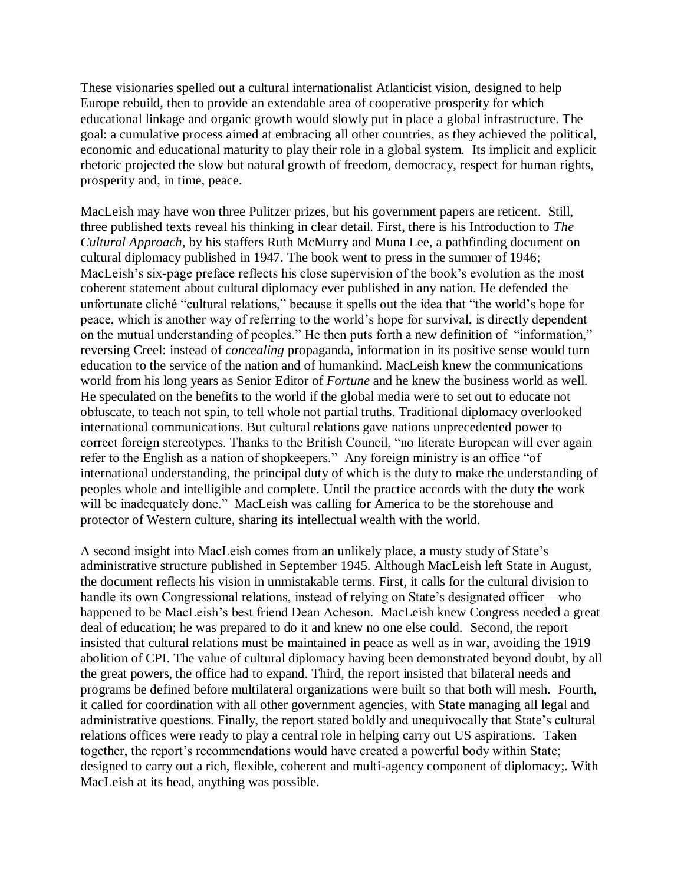These visionaries spelled out a cultural internationalist Atlanticist vision, designed to help Europe rebuild, then to provide an extendable area of cooperative prosperity for which educational linkage and organic growth would slowly put in place a global infrastructure. The goal: a cumulative process aimed at embracing all other countries, as they achieved the political, economic and educational maturity to play their role in a global system. Its implicit and explicit rhetoric projected the slow but natural growth of freedom, democracy, respect for human rights, prosperity and, in time, peace.

MacLeish may have won three Pulitzer prizes, but his government papers are reticent. Still, three published texts reveal his thinking in clear detail. First, there is his Introduction to *The Cultural Approach*, by his staffers Ruth McMurry and Muna Lee, a pathfinding document on cultural diplomacy published in 1947. The book went to press in the summer of 1946; MacLeish's six-page preface reflects his close supervision of the book's evolution as the most coherent statement about cultural diplomacy ever published in any nation. He defended the unfortunate cliché "cultural relations," because it spells out the idea that "the world's hope for peace, which is another way of referring to the world's hope for survival, is directly dependent on the mutual understanding of peoples." He then puts forth a new definition of "information," reversing Creel: instead of *concealing* propaganda, information in its positive sense would turn education to the service of the nation and of humankind. MacLeish knew the communications world from his long years as Senior Editor of *Fortune* and he knew the business world as well. He speculated on the benefits to the world if the global media were to set out to educate not obfuscate, to teach not spin, to tell whole not partial truths. Traditional diplomacy overlooked international communications. But cultural relations gave nations unprecedented power to correct foreign stereotypes. Thanks to the British Council, "no literate European will ever again refer to the English as a nation of shopkeepers." Any foreign ministry is an office "of international understanding, the principal duty of which is the duty to make the understanding of peoples whole and intelligible and complete. Until the practice accords with the duty the work will be inadequately done." MacLeish was calling for America to be the storehouse and protector of Western culture, sharing its intellectual wealth with the world.

A second insight into MacLeish comes from an unlikely place, a musty study of State's administrative structure published in September 1945. Although MacLeish left State in August, the document reflects his vision in unmistakable terms. First, it calls for the cultural division to handle its own Congressional relations, instead of relying on State's designated officer—who happened to be MacLeish's best friend Dean Acheson. MacLeish knew Congress needed a great deal of education; he was prepared to do it and knew no one else could. Second, the report insisted that cultural relations must be maintained in peace as well as in war, avoiding the 1919 abolition of CPI. The value of cultural diplomacy having been demonstrated beyond doubt, by all the great powers, the office had to expand. Third, the report insisted that bilateral needs and programs be defined before multilateral organizations were built so that both will mesh. Fourth, it called for coordination with all other government agencies, with State managing all legal and administrative questions. Finally, the report stated boldly and unequivocally that State's cultural relations offices were ready to play a central role in helping carry out US aspirations. Taken together, the report's recommendations would have created a powerful body within State; designed to carry out a rich, flexible, coherent and multi-agency component of diplomacy;. With MacLeish at its head, anything was possible.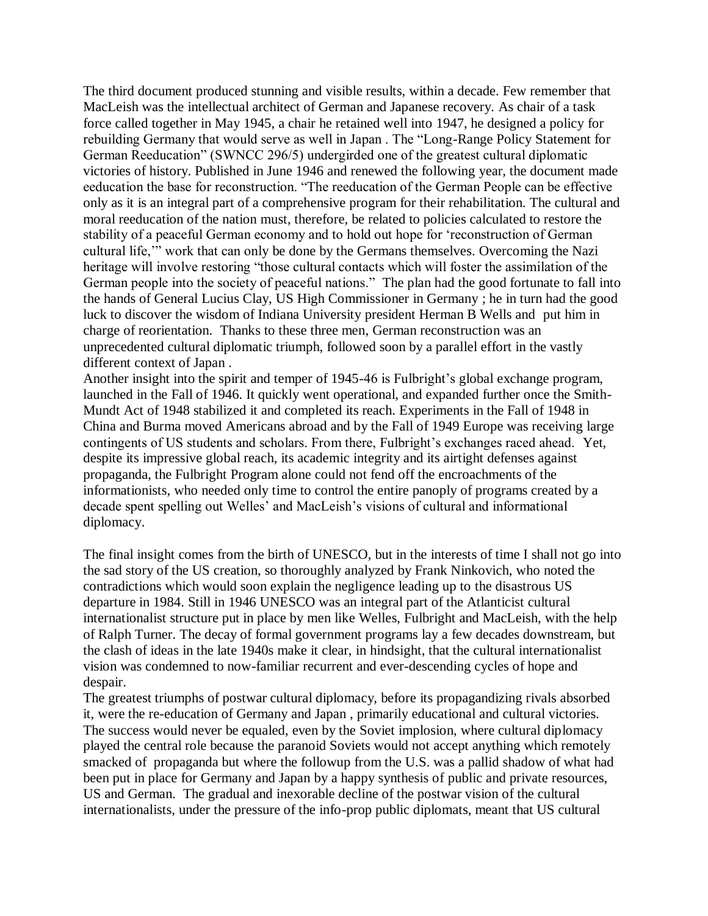The third document produced stunning and visible results, within a decade. Few remember that MacLeish was the intellectual architect of German and Japanese recovery. As chair of a task force called together in May 1945, a chair he retained well into 1947, he designed a policy for rebuilding Germany that would serve as well in Japan . The "Long-Range Policy Statement for German Reeducation" (SWNCC 296/5) undergirded one of the greatest cultural diplomatic victories of history. Published in June 1946 and renewed the following year, the document made eeducation the base for reconstruction. "The reeducation of the German People can be effective only as it is an integral part of a comprehensive program for their rehabilitation. The cultural and moral reeducation of the nation must, therefore, be related to policies calculated to restore the stability of a peaceful German economy and to hold out hope for 'reconstruction of German cultural life,'" work that can only be done by the Germans themselves. Overcoming the Nazi heritage will involve restoring "those cultural contacts which will foster the assimilation of the German people into the society of peaceful nations." The plan had the good fortunate to fall into the hands of General Lucius Clay, US High Commissioner in Germany ; he in turn had the good luck to discover the wisdom of Indiana University president Herman B Wells and put him in charge of reorientation. Thanks to these three men, German reconstruction was an unprecedented cultural diplomatic triumph, followed soon by a parallel effort in the vastly different context of Japan .

Another insight into the spirit and temper of 1945-46 is Fulbright's global exchange program, launched in the Fall of 1946. It quickly went operational, and expanded further once the Smith-Mundt Act of 1948 stabilized it and completed its reach. Experiments in the Fall of 1948 in China and Burma moved Americans abroad and by the Fall of 1949 Europe was receiving large contingents of US students and scholars. From there, Fulbright's exchanges raced ahead. Yet, despite its impressive global reach, its academic integrity and its airtight defenses against propaganda, the Fulbright Program alone could not fend off the encroachments of the informationists, who needed only time to control the entire panoply of programs created by a decade spent spelling out Welles' and MacLeish's visions of cultural and informational diplomacy.

The final insight comes from the birth of UNESCO, but in the interests of time I shall not go into the sad story of the US creation, so thoroughly analyzed by Frank Ninkovich, who noted the contradictions which would soon explain the negligence leading up to the disastrous US departure in 1984. Still in 1946 UNESCO was an integral part of the Atlanticist cultural internationalist structure put in place by men like Welles, Fulbright and MacLeish, with the help of Ralph Turner. The decay of formal government programs lay a few decades downstream, but the clash of ideas in the late 1940s make it clear, in hindsight, that the cultural internationalist vision was condemned to now-familiar recurrent and ever-descending cycles of hope and despair.

The greatest triumphs of postwar cultural diplomacy, before its propagandizing rivals absorbed it, were the re-education of Germany and Japan , primarily educational and cultural victories. The success would never be equaled, even by the Soviet implosion, where cultural diplomacy played the central role because the paranoid Soviets would not accept anything which remotely smacked of propaganda but where the followup from the U.S. was a pallid shadow of what had been put in place for Germany and Japan by a happy synthesis of public and private resources, US and German. The gradual and inexorable decline of the postwar vision of the cultural internationalists, under the pressure of the info-prop public diplomats, meant that US cultural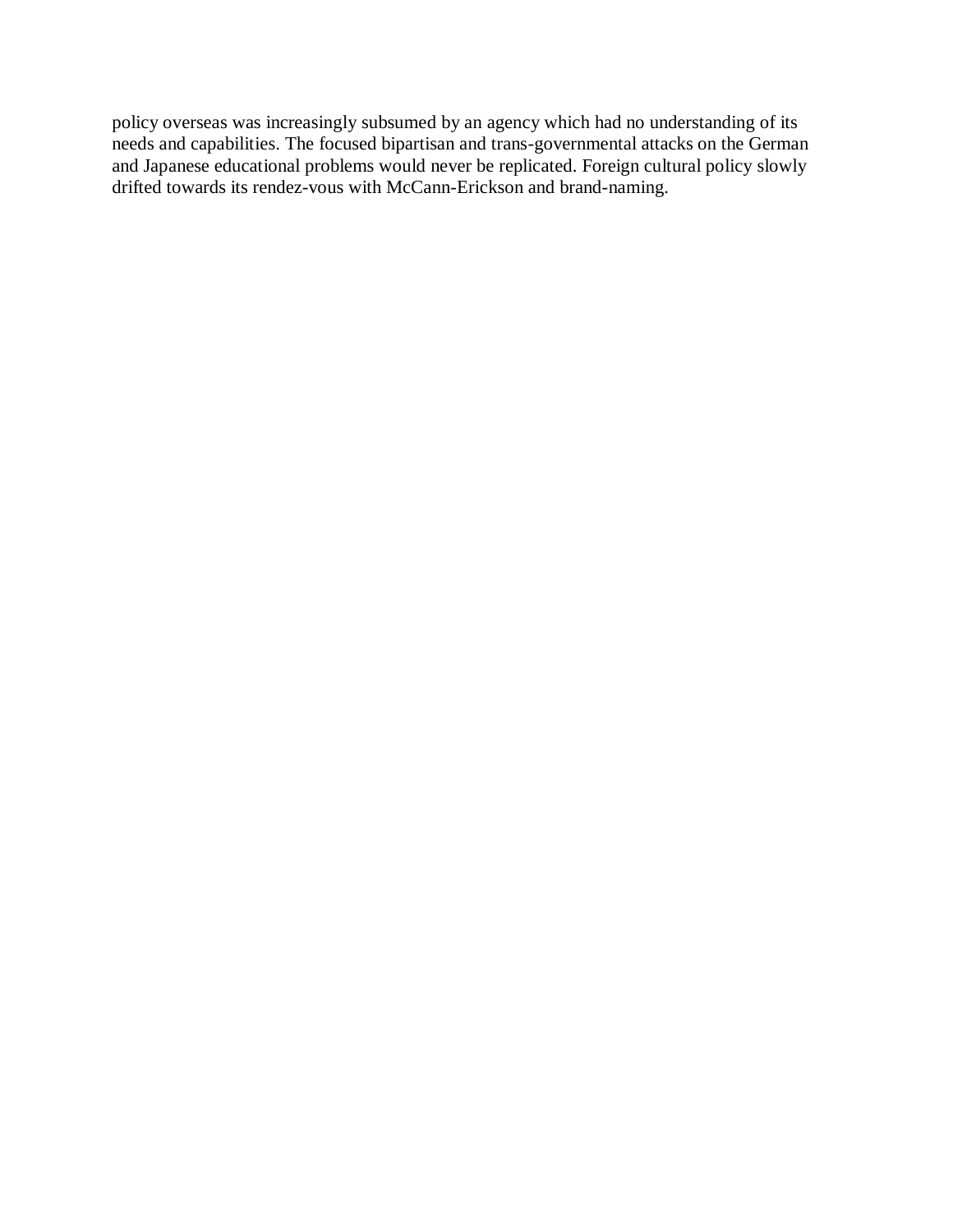policy overseas was increasingly subsumed by an agency which had no understanding of its needs and capabilities. The focused bipartisan and trans-governmental attacks on the German and Japanese educational problems would never be replicated. Foreign cultural policy slowly drifted towards its rendez-vous with McCann-Erickson and brand-naming.